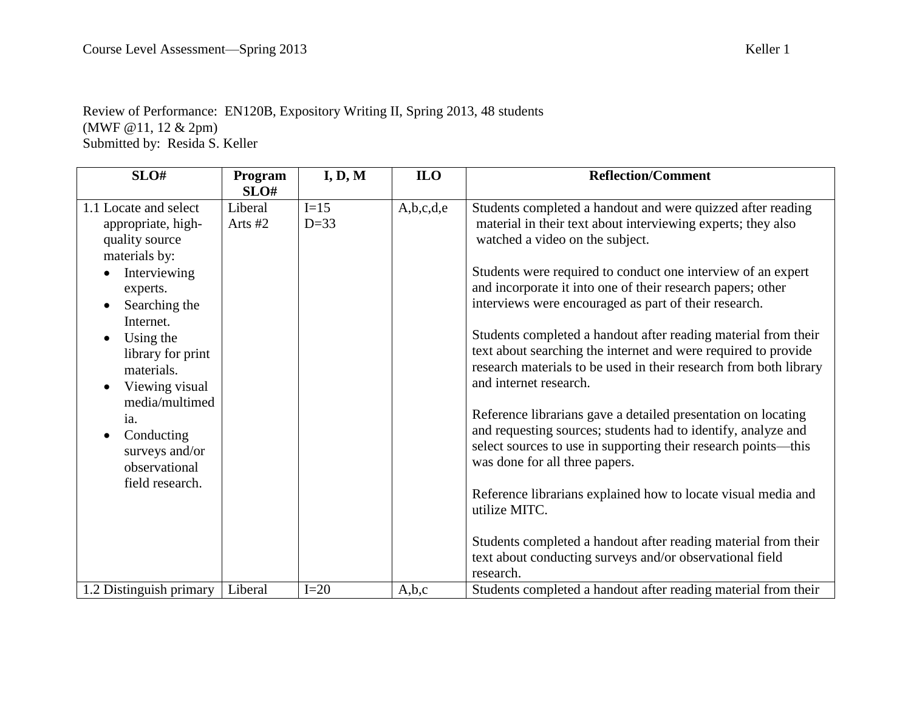Review of Performance: EN120B, Expository Writing II, Spring 2013, 48 students
(MWF @11, 12 & 2pm)
Submitted by: Resida S. Keller

| SLO# | Program SLO# | I, D, M | ILO | Reflection/Comment |
|---|---|---|---|---|
| 1.1 Locate and select appropriate, high-quality source materials by: <br>• Interviewing experts. <br>• Searching the Internet. <br>• Using the library for print materials. <br>• Viewing visual media/multimedia. <br>• Conducting surveys and/or observational field research. | Liberal Arts #2 | I=15<br>D=33 | A,b,c,d,e | Students completed a handout and were quizzed after reading material in their text about interviewing experts; they also watched a video on the subject.<br><br>Students were required to conduct one interview of an expert and incorporate it into one of their research papers; other interviews were encouraged as part of their research.<br><br>Students completed a handout after reading material from their text about searching the internet and were required to provide research materials to be used in their research from both library and internet research.<br><br>Reference librarians gave a detailed presentation on locating and requesting sources; students had to identify, analyze and select sources to use in supporting their research points—this was done for all three papers.<br><br>Reference librarians explained how to locate visual media and utilize MITC.<br><br>Students completed a handout after reading material from their text about conducting surveys and/or observational field research. |
| 1.2 Distinguish primary | Liberal | I=20 | A,b,c | Students completed a handout after reading material from their |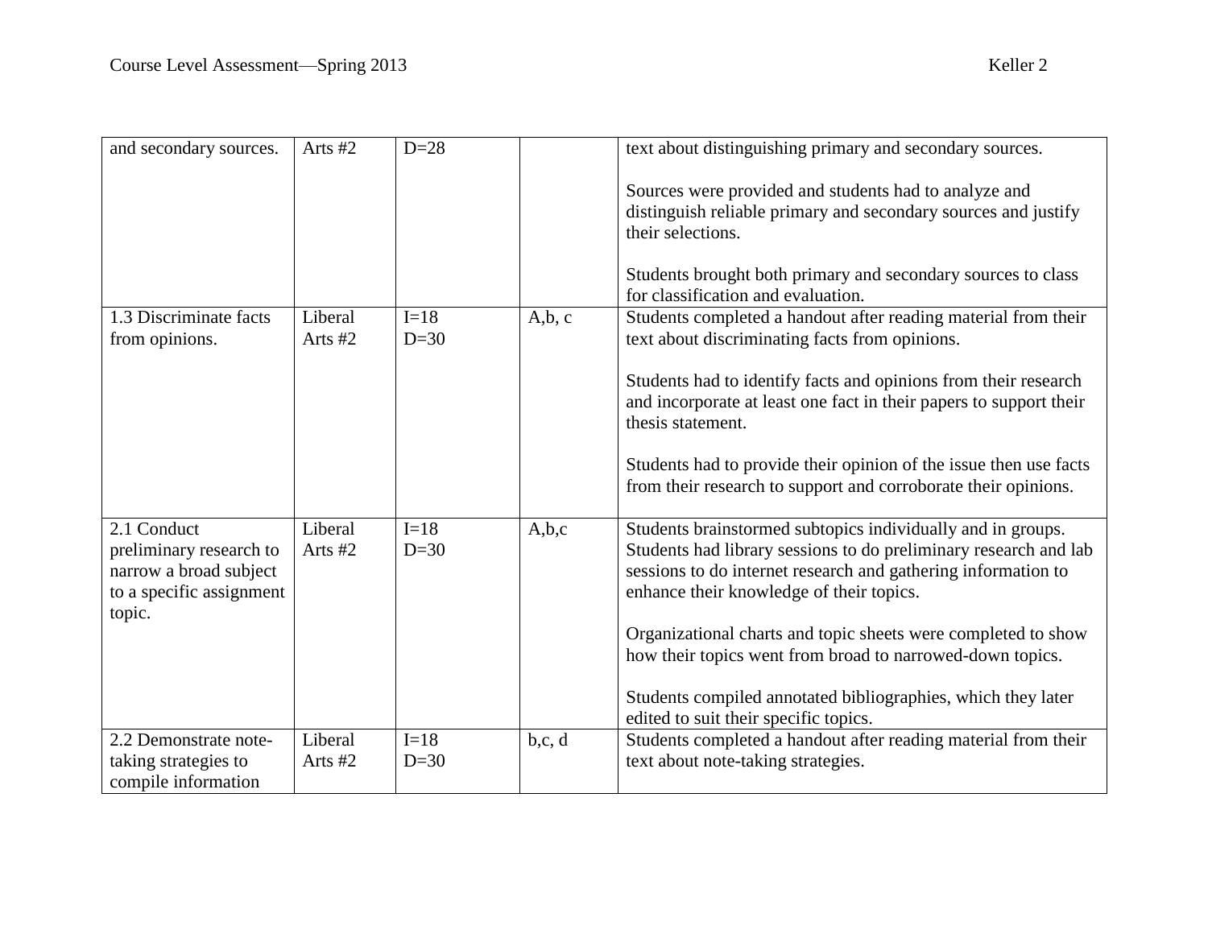| | | | | |
|---|---|---|---|---|
| and secondary sources. | Arts #2 | D=28 | | text about distinguishing primary and secondary sources.<br><br>Sources were provided and students had to analyze and distinguish reliable primary and secondary sources and justify their selections.<br><br>Students brought both primary and secondary sources to class for classification and evaluation. |
| 1.3 Discriminate facts from opinions. | Liberal Arts #2 | I=18<br>D=30 | A,b, c | Students completed a handout after reading material from their text about discriminating facts from opinions.<br><br>Students had to identify facts and opinions from their research and incorporate at least one fact in their papers to support their thesis statement.<br><br>Students had to provide their opinion of the issue then use facts from their research to support and corroborate their opinions. |
| 2.1 Conduct preliminary research to narrow a broad subject to a specific assignment topic. | Liberal Arts #2 | I=18<br>D=30 | A,b,c | Students brainstormed subtopics individually and in groups. Students had library sessions to do preliminary research and lab sessions to do internet research and gathering information to enhance their knowledge of their topics.<br><br>Organizational charts and topic sheets were completed to show how their topics went from broad to narrowed-down topics.<br><br>Students compiled annotated bibliographies, which they later edited to suit their specific topics. |
| 2.2 Demonstrate note-taking strategies to compile information | Liberal Arts #2 | I=18<br>D=30 | b,c, d | Students completed a handout after reading material from their text about note-taking strategies. |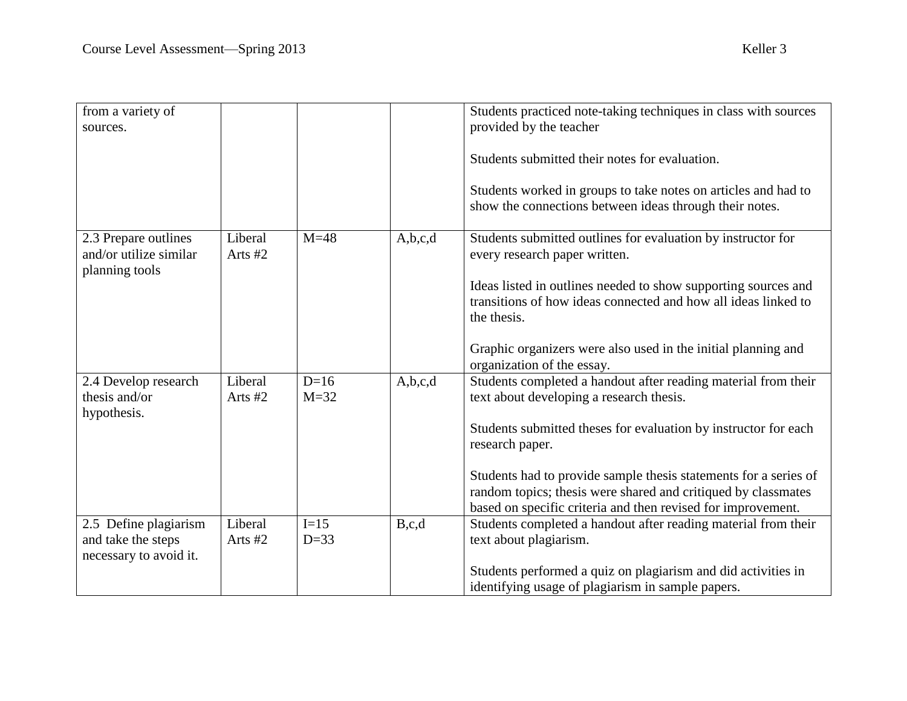| | | | | |
|---|---|---|---|---|
| from a variety of sources. | | | | Students practiced note-taking techniques in class with sources provided by the teacher<br><br>Students submitted their notes for evaluation.<br><br>Students worked in groups to take notes on articles and had to show the connections between ideas through their notes. |
| 2.3 Prepare outlines and/or utilize similar planning tools | Liberal Arts #2 | M=48 | A,b,c,d | Students submitted outlines for evaluation by instructor for every research paper written.<br><br>Ideas listed in outlines needed to show supporting sources and transitions of how ideas connected and how all ideas linked to the thesis.<br><br>Graphic organizers were also used in the initial planning and organization of the essay. |
| 2.4 Develop research thesis and/or hypothesis. | Liberal Arts #2 | D=16<br>M=32 | A,b,c,d | Students completed a handout after reading material from their text about developing a research thesis.<br><br>Students submitted theses for evaluation by instructor for each research paper.<br><br>Students had to provide sample thesis statements for a series of random topics; thesis were shared and critiqued by classmates based on specific criteria and then revised for improvement. |
| 2.5 Define plagiarism and take the steps necessary to avoid it. | Liberal Arts #2 | I=15<br>D=33 | B,c,d | Students completed a handout after reading material from their text about plagiarism.<br><br>Students performed a quiz on plagiarism and did activities in identifying usage of plagiarism in sample papers. |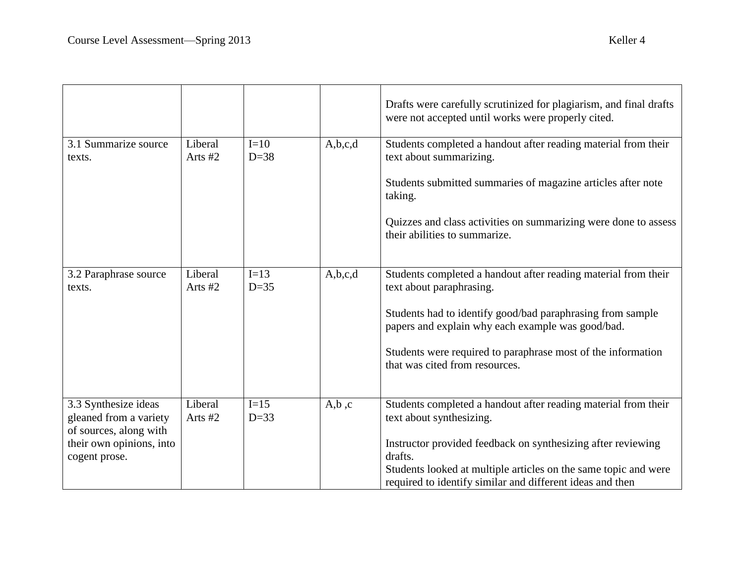| | | | | |
|---|---|---|---|---|
| | | | | Drafts were carefully scrutinized for plagiarism, and final drafts were not accepted until works were properly cited. |
| 3.1 Summarize source texts. | Liberal Arts #2 | I=10<br>D=38 | A,b,c,d | Students completed a handout after reading material from their text about summarizing.<br><br>Students submitted summaries of magazine articles after note taking.<br><br>Quizzes and class activities on summarizing were done to assess their abilities to summarize. |
| 3.2 Paraphrase source texts. | Liberal Arts #2 | I=13<br>D=35 | A,b,c,d | Students completed a handout after reading material from their text about paraphrasing.<br><br>Students had to identify good/bad paraphrasing from sample papers and explain why each example was good/bad.<br><br>Students were required to paraphrase most of the information that was cited from resources. |
| 3.3 Synthesize ideas gleaned from a variety of sources, along with their own opinions, into cogent prose. | Liberal Arts #2 | I=15<br>D=33 | A,b ,c | Students completed a handout after reading material from their text about synthesizing.<br><br>Instructor provided feedback on synthesizing after reviewing drafts.<br>Students looked at multiple articles on the same topic and were required to identify similar and different ideas and then |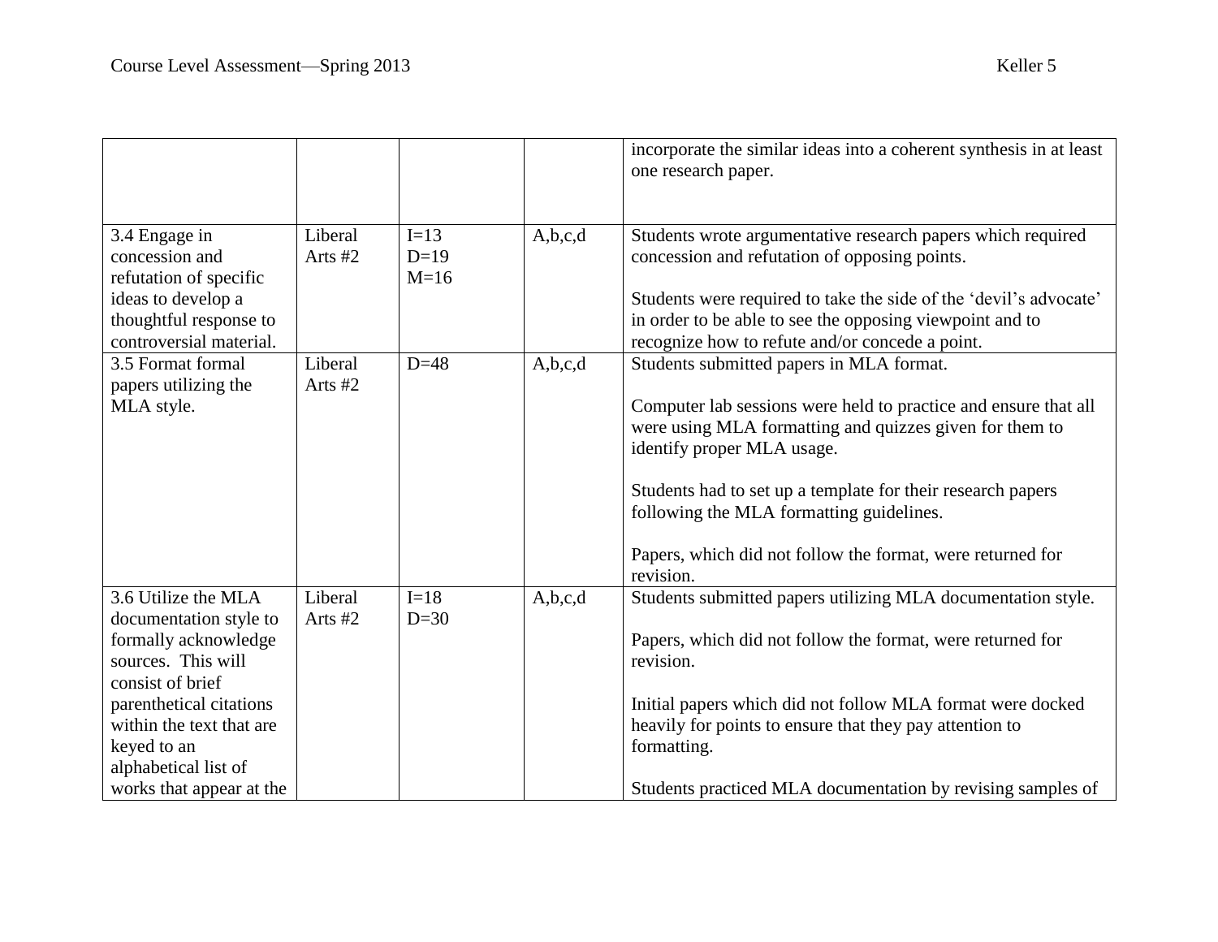| | | | | |
|---|---|---|---|---|
| | | | | incorporate the similar ideas into a coherent synthesis in at least one research paper. |
| 3.4 Engage in concession and refutation of specific ideas to develop a thoughtful response to controversial material. | Liberal Arts #2 | I=13<br>D=19<br>M=16 | A,b,c,d | Students wrote argumentative research papers which required concession and refutation of opposing points.<br><br>Students were required to take the side of the 'devil's advocate' in order to be able to see the opposing viewpoint and to recognize how to refute and/or concede a point. |
| 3.5 Format formal papers utilizing the MLA style. | Liberal Arts #2 | D=48 | A,b,c,d | Students submitted papers in MLA format.<br><br>Computer lab sessions were held to practice and ensure that all were using MLA formatting and quizzes given for them to identify proper MLA usage.<br><br>Students had to set up a template for their research papers following the MLA formatting guidelines.<br><br>Papers, which did not follow the format, were returned for revision. |
| 3.6 Utilize the MLA documentation style to formally acknowledge sources. This will consist of brief parenthetical citations within the text that are keyed to an alphabetical list of works that appear at the | Liberal Arts #2 | I=18<br>D=30 | A,b,c,d | Students submitted papers utilizing MLA documentation style.<br><br>Papers, which did not follow the format, were returned for revision.<br><br>Initial papers which did not follow MLA format were docked heavily for points to ensure that they pay attention to formatting.<br><br>Students practiced MLA documentation by revising samples of |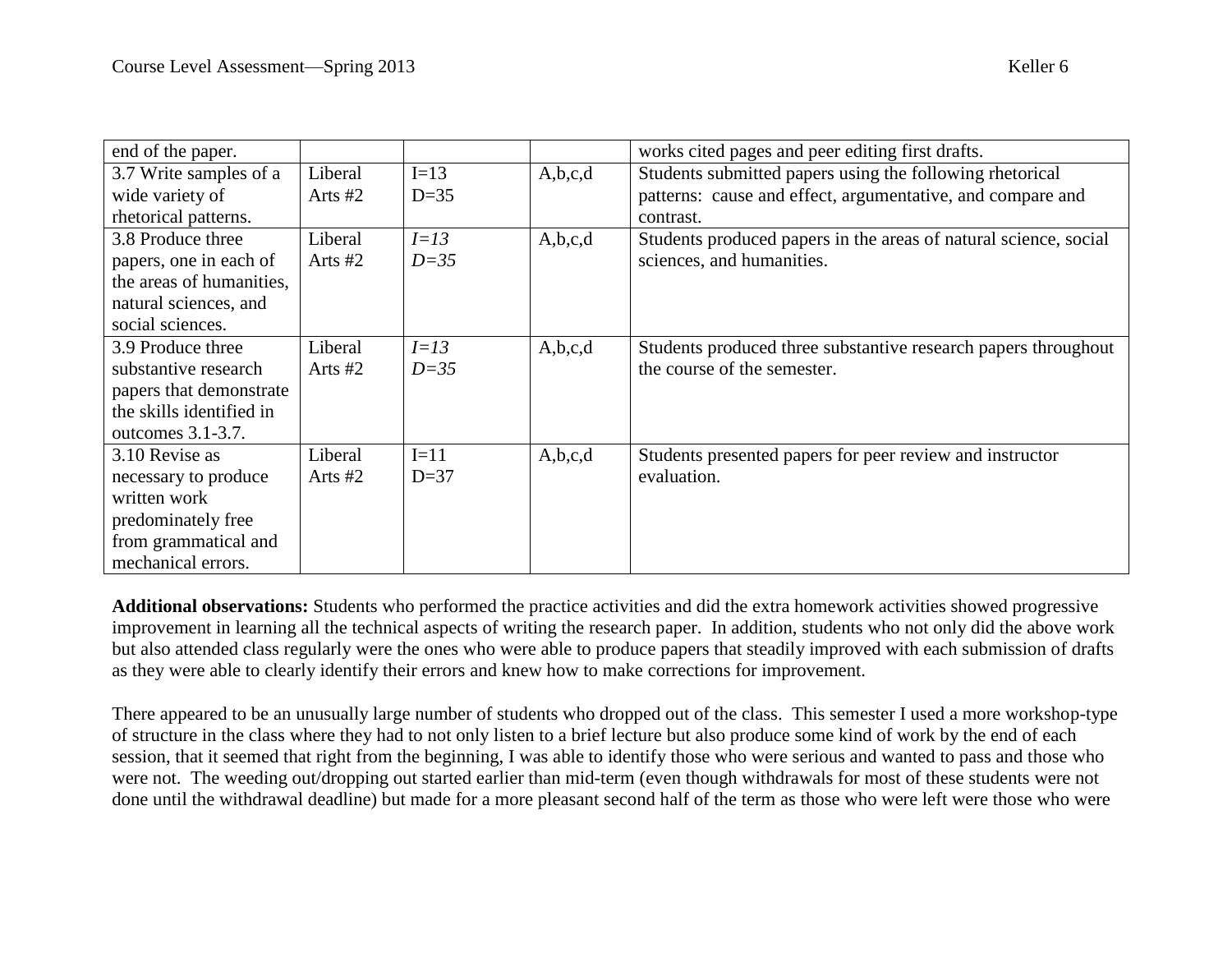| | | | | |
|---|---|---|---|---|
| end of the paper. | | | | works cited pages and peer editing first drafts. |
| 3.7 Write samples of a wide variety of rhetorical patterns. | Liberal Arts #2 | I=13 D=35 | A,b,c,d | Students submitted papers using the following rhetorical patterns: cause and effect, argumentative, and compare and contrast. |
| 3.8 Produce three papers, one in each of the areas of humanities, natural sciences, and social sciences. | Liberal Arts #2 | *I=13 D=35* | A,b,c,d | Students produced papers in the areas of natural science, social sciences, and humanities. |
| 3.9 Produce three substantive research papers that demonstrate the skills identified in outcomes 3.1-3.7. | Liberal Arts #2 | *I=13 D=35* | A,b,c,d | Students produced three substantive research papers throughout the course of the semester. |
| 3.10 Revise as necessary to produce written work predominately free from grammatical and mechanical errors. | Liberal Arts #2 | I=11 D=37 | A,b,c,d | Students presented papers for peer review and instructor evaluation. |

**Additional observations:** Students who performed the practice activities and did the extra homework activities showed progressive improvement in learning all the technical aspects of writing the research paper. In addition, students who not only did the above work but also attended class regularly were the ones who were able to produce papers that steadily improved with each submission of drafts as they were able to clearly identify their errors and knew how to make corrections for improvement.

There appeared to be an unusually large number of students who dropped out of the class. This semester I used a more workshop-type of structure in the class where they had to not only listen to a brief lecture but also produce some kind of work by the end of each session, that it seemed that right from the beginning, I was able to identify those who were serious and wanted to pass and those who were not. The weeding out/dropping out started earlier than mid-term (even though withdrawals for most of these students were not done until the withdrawal deadline) but made for a more pleasant second half of the term as those who were left were those who were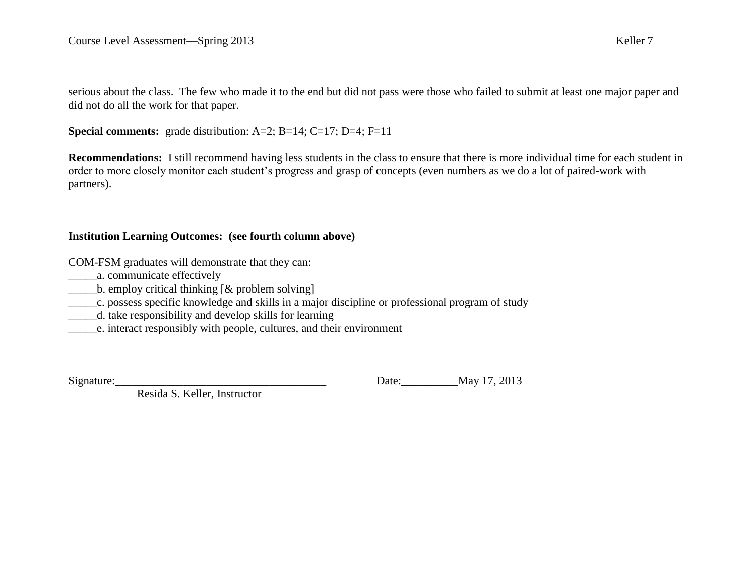serious about the class.  The few who made it to the end but did not pass were those who failed to submit at least one major paper and did not do all the work for that paper.

**Special comments:** grade distribution: A=2; B=14; C=17; D=4; F=11

**Recommendations:** I still recommend having less students in the class to ensure that there is more individual time for each student in order to more closely monitor each student's progress and grasp of concepts (even numbers as we do a lot of paired-work with partners).

**Institution Learning Outcomes: (see fourth column above)**

COM-FSM graduates will demonstrate that they can:
_____a. communicate effectively
_____b. employ critical thinking [& problem solving]
_____c. possess specific knowledge and skills in a major discipline or professional program of study
_____d. take responsibility and develop skills for learning
_____e. interact responsibly with people, cultures, and their environment

Signature:_____________________________________ Date:__________May 17, 2013
Resida S. Keller, Instructor